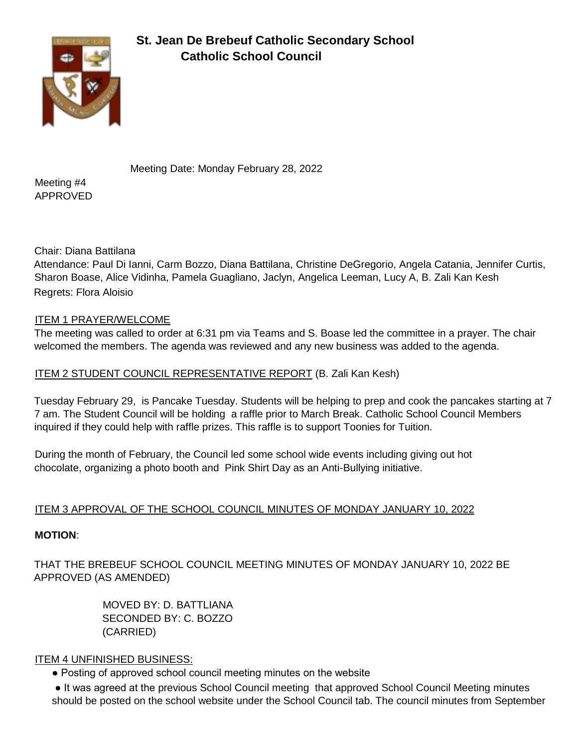# St. Jean De Brebeuf Catholic Secondary School
## Catholic School Council

Meeting Date: Monday February 28, 2022

Meeting #4
APPROVED

Chair: Diana Battilana
Attendance: Paul Di Ianni, Carm Bozzo, Diana Battilana, Christine DeGregorio, Angela Catania, Jennifer Curtis, Sharon Boase, Alice Vidinha, Pamela Guagliano, Jaclyn, Angelica Leeman, Lucy A, B. Zali Kan Kesh
Regrets: Flora Aloisio

ITEM 1 PRAYER/WELCOME
The meeting was called to order at 6:31 pm via Teams and S. Boase led the committee in a prayer. The chair welcomed the members. The agenda was reviewed and any new business was added to the agenda.

ITEM 2 STUDENT COUNCIL REPRESENTATIVE REPORT (B. Zali Kan Kesh)

Tuesday February 29, is Pancake Tuesday. Students will be helping to prep and cook the pancakes starting at 7 7 am. The Student Council will be holding a raffle prior to March Break. Catholic School Council Members inquired if they could help with raffle prizes. This raffle is to support Toonies for Tuition.

During the month of February, the Council led some school wide events including giving out hot chocolate, organizing a photo booth and Pink Shirt Day as an Anti-Bullying initiative.

ITEM 3 APPROVAL OF THE SCHOOL COUNCIL MINUTES OF MONDAY JANUARY 10, 2022

**MOTION**:

THAT THE BREBEUF SCHOOL COUNCIL MEETING MINUTES OF MONDAY JANUARY 10, 2022 BE APPROVED (AS AMENDED)

MOVED BY: D. BATTLIANA
SECONDED BY: C. BOZZO
(CARRIED)

ITEM 4 UNFINISHED BUSINESS:

- Posting of approved school council meeting minutes on the website
- It was agreed at the previous School Council meeting that approved School Council Meeting minutes should be posted on the school website under the School Council tab. The council minutes from September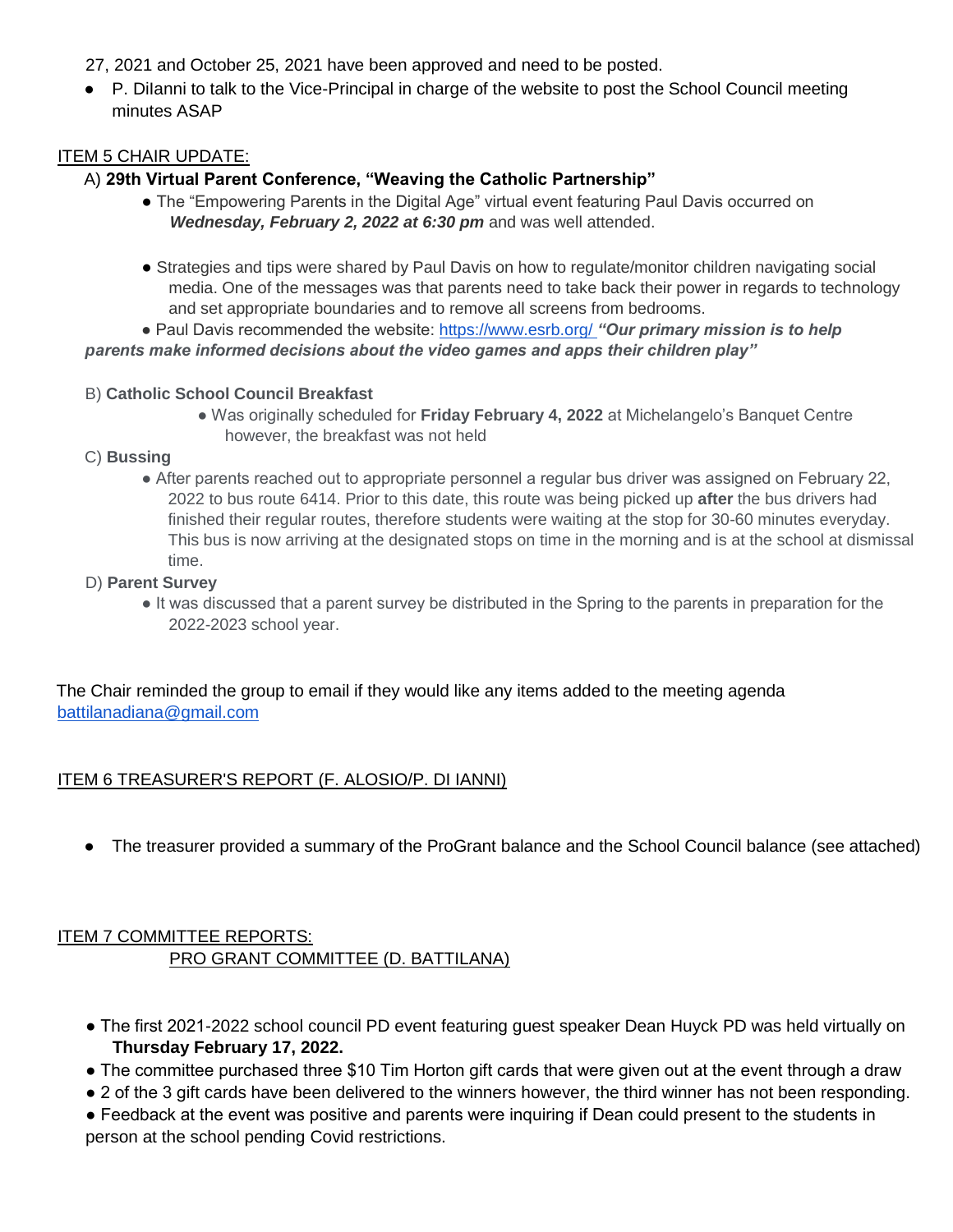27, 2021 and October 25, 2021 have been approved and need to be posted.

- P. DiIanni to talk to the Vice-Principal in charge of the website to post the School Council meeting minutes ASAP

ITEM 5 CHAIR UPDATE:

A) **29th Virtual Parent Conference, "Weaving the Catholic Partnership"**

- The "Empowering Parents in the Digital Age" virtual event featuring Paul Davis occurred on ***Wednesday, February 2, 2022 at 6:30 pm*** and was well attended.

- Strategies and tips were shared by Paul Davis on how to regulate/monitor children navigating social media. One of the messages was that parents need to take back their power in regards to technology and set appropriate boundaries and to remove all screens from bedrooms.
- Paul Davis recommended the website: https://www.esrb.org/ ***"Our primary mission is to help parents make informed decisions about the video games and apps their children play"***

B) **Catholic School Council Breakfast**

- Was originally scheduled for **Friday February 4, 2022** at Michelangelo's Banquet Centre however, the breakfast was not held

C) **Bussing**

- After parents reached out to appropriate personnel a regular bus driver was assigned on February 22, 2022 to bus route 6414. Prior to this date, this route was being picked up **after** the bus drivers had finished their regular routes, therefore students were waiting at the stop for 30-60 minutes everyday. This bus is now arriving at the designated stops on time in the morning and is at the school at dismissal time.

D) **Parent Survey**

- It was discussed that a parent survey be distributed in the Spring to the parents in preparation for the 2022-2023 school year.

The Chair reminded the group to email if they would like any items added to the meeting agenda battilanadiana@gmail.com

ITEM 6 TREASURER'S REPORT (F. ALOSIO/P. DI IANNI)

- The treasurer provided a summary of the ProGrant balance and the School Council balance (see attached)

ITEM 7 COMMITTEE REPORTS:

PRO GRANT COMMITTEE (D. BATTILANA)

- The first 2021-2022 school council PD event featuring guest speaker Dean Huyck PD was held virtually on **Thursday February 17, 2022.**
- The committee purchased three $10 Tim Horton gift cards that were given out at the event through a draw
- 2 of the 3 gift cards have been delivered to the winners however, the third winner has not been responding.
- Feedback at the event was positive and parents were inquiring if Dean could present to the students in person at the school pending Covid restrictions.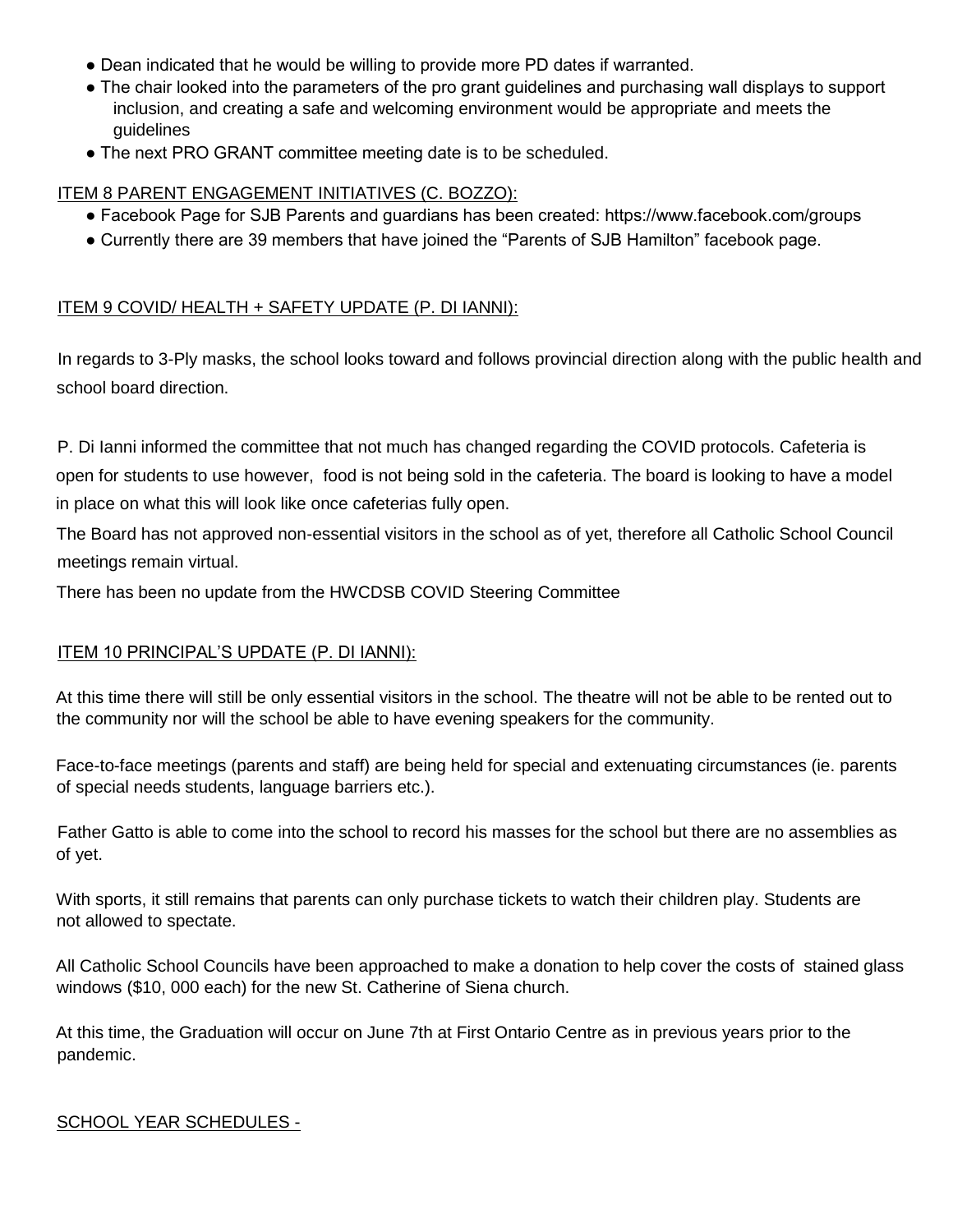- Dean indicated that he would be willing to provide more PD dates if warranted.
- The chair looked into the parameters of the pro grant guidelines and purchasing wall displays to support inclusion, and creating a safe and welcoming environment would be appropriate and meets the guidelines
- The next PRO GRANT committee meeting date is to be scheduled.

ITEM 8 PARENT ENGAGEMENT INITIATIVES (C. BOZZO):

- Facebook Page for SJB Parents and guardians has been created: https://www.facebook.com/groups
- Currently there are 39 members that have joined the "Parents of SJB Hamilton" facebook page.

ITEM 9 COVID/ HEALTH + SAFETY UPDATE (P. DI IANNI):

In regards to 3-Ply masks, the school looks toward and follows provincial direction along with the public health and school board direction.

P. Di Ianni informed the committee that not much has changed regarding the COVID protocols. Cafeteria is open for students to use however, food is not being sold in the cafeteria. The board is looking to have a model in place on what this will look like once cafeterias fully open.

The Board has not approved non-essential visitors in the school as of yet, therefore all Catholic School Council meetings remain virtual.

There has been no update from the HWCDSB COVID Steering Committee

ITEM 10 PRINCIPAL'S UPDATE (P. DI IANNI):

At this time there will still be only essential visitors in the school. The theatre will not be able to be rented out to the community nor will the school be able to have evening speakers for the community.

Face-to-face meetings (parents and staff) are being held for special and extenuating circumstances (ie. parents of special needs students, language barriers etc.).

Father Gatto is able to come into the school to record his masses for the school but there are no assemblies as of yet.

With sports, it still remains that parents can only purchase tickets to watch their children play. Students are not allowed to spectate.

All Catholic School Councils have been approached to make a donation to help cover the costs of stained glass windows ($10, 000 each) for the new St. Catherine of Siena church.

At this time, the Graduation will occur on June 7th at First Ontario Centre as in previous years prior to the pandemic.

SCHOOL YEAR SCHEDULES -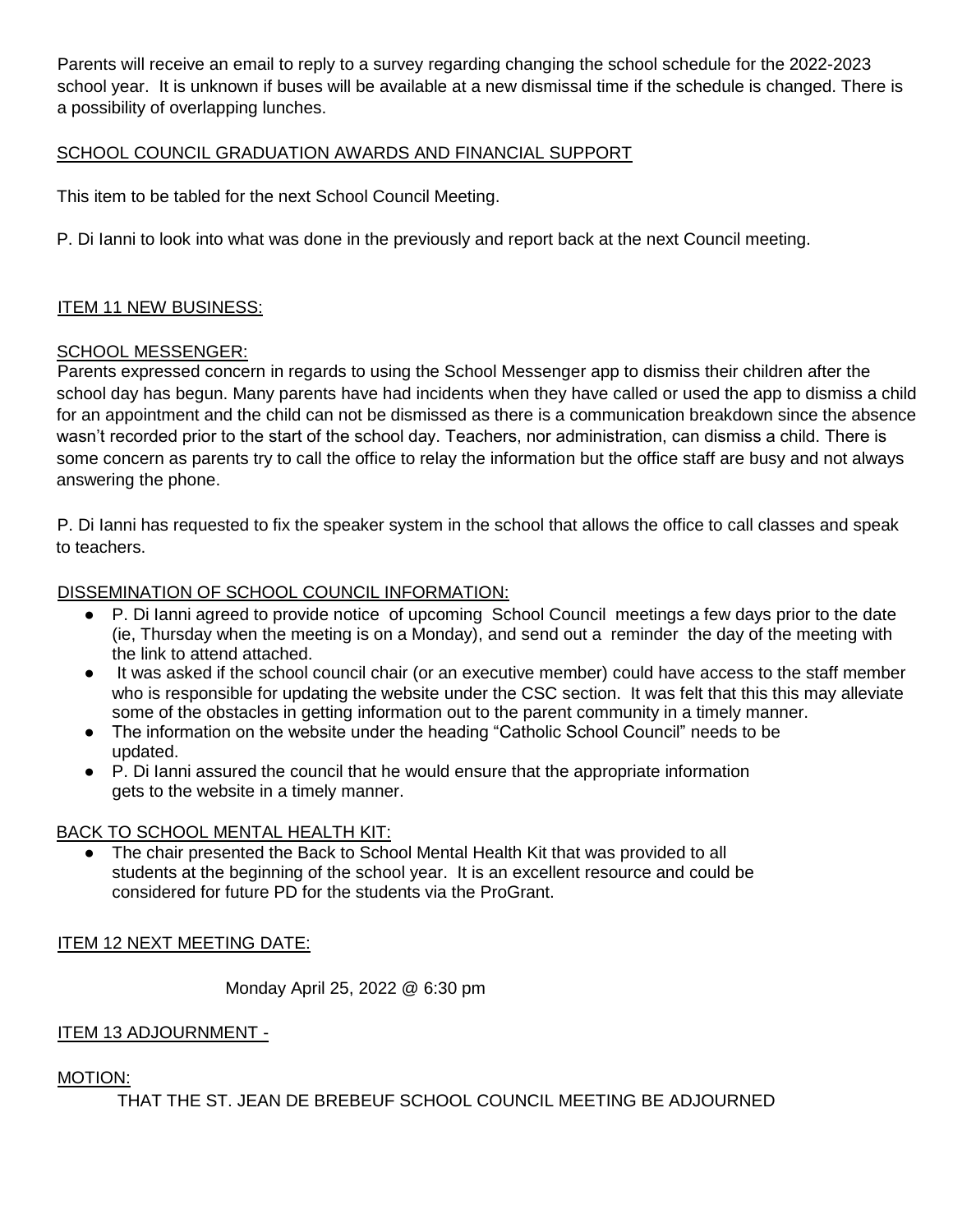Parents will receive an email to reply to a survey regarding changing the school schedule for the 2022-2023 school year. It is unknown if buses will be available at a new dismissal time if the schedule is changed. There is a possibility of overlapping lunches.

SCHOOL COUNCIL GRADUATION AWARDS AND FINANCIAL SUPPORT

This item to be tabled for the next School Council Meeting.

P. Di Ianni to look into what was done in the previously and report back at the next Council meeting.

ITEM 11 NEW BUSINESS:

SCHOOL MESSENGER:

Parents expressed concern in regards to using the School Messenger app to dismiss their children after the school day has begun. Many parents have had incidents when they have called or used the app to dismiss a child for an appointment and the child can not be dismissed as there is a communication breakdown since the absence wasn't recorded prior to the start of the school day. Teachers, nor administration, can dismiss a child. There is some concern as parents try to call the office to relay the information but the office staff are busy and not always answering the phone.

P. Di Ianni has requested to fix the speaker system in the school that allows the office to call classes and speak to teachers.

DISSEMINATION OF SCHOOL COUNCIL INFORMATION:

- P. Di Ianni agreed to provide notice of upcoming School Council meetings a few days prior to the date (ie, Thursday when the meeting is on a Monday), and send out a reminder the day of the meeting with the link to attend attached.
- It was asked if the school council chair (or an executive member) could have access to the staff member who is responsible for updating the website under the CSC section. It was felt that this this may alleviate some of the obstacles in getting information out to the parent community in a timely manner.
- The information on the website under the heading "Catholic School Council" needs to be updated.
- P. Di Ianni assured the council that he would ensure that the appropriate information gets to the website in a timely manner.

BACK TO SCHOOL MENTAL HEALTH KIT:

- The chair presented the Back to School Mental Health Kit that was provided to all students at the beginning of the school year. It is an excellent resource and could be considered for future PD for the students via the ProGrant.

ITEM 12 NEXT MEETING DATE:

Monday April 25, 2022 @ 6:30 pm

ITEM 13 ADJOURNMENT -

MOTION:

THAT THE ST. JEAN DE BREBEUF SCHOOL COUNCIL MEETING BE ADJOURNED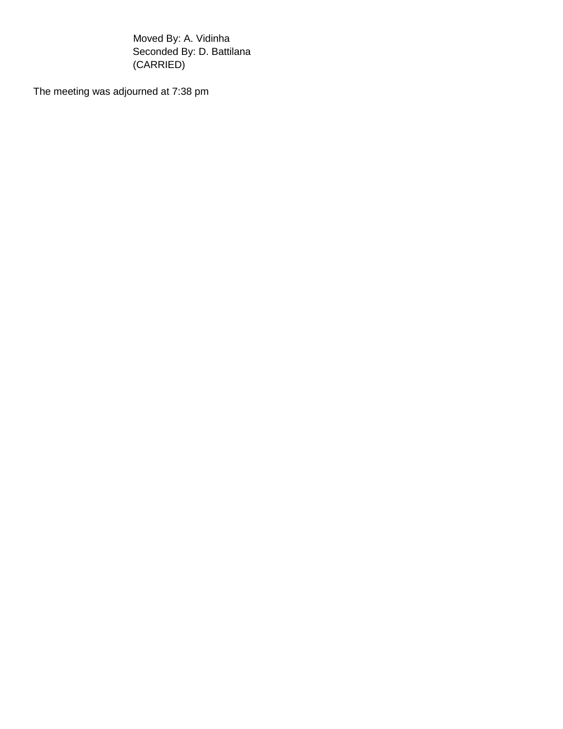Moved By: A. Vidinha
Seconded By: D. Battilana
(CARRIED)

The meeting was adjourned at 7:38 pm